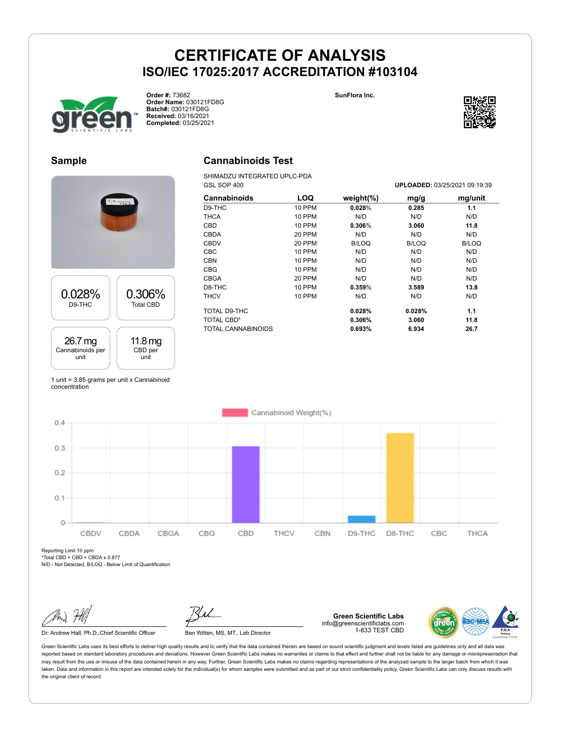# CERTIFICATE OF ANALYSIS

## ISO/IEC 17025:2017 ACCREDITATION #103104

**Order #:** 73682
**Order Name:** 030121FD8G
**Batch#:** 030121FD8G
**Received:** 03/16/2021
**Completed:** 03/25/2021

SunFlora Inc.

## Sample

| 0.028% | 0.306% |
|---|---|
| D9-THC | Total CBD |

| 26.7 mg | 11.8 mg |
|---|---|
| Cannabinoids per unit | CBD per unit |

1 unit = 3.85 grams per unit x Cannabinoid concentration

## Cannabinoids Test

SHIMADZU INTEGRATED UPLC-PDA
GSL SOP 400

**UPLOADED:** 03/25/2021 09:19:39

| Cannabinoids | LOQ | weight(%) | mg/g | mg/unit |
|---|---|---|---|---|
| D9-THC | 10 PPM | **0.028%** | **0.285** | **1.1** |
| THCA | 10 PPM | N/D | N/D | N/D |
| CBD | 10 PPM | **0.306%** | **3.060** | **11.8** |
| CBDA | 20 PPM | N/D | N/D | N/D |
| CBDV | 20 PPM | B/LOQ | B/LOQ | B/LOQ |
| CBC | 10 PPM | N/D | N/D | N/D |
| CBN | 10 PPM | N/D | N/D | N/D |
| CBG | 10 PPM | N/D | N/D | N/D |
| CBGA | 20 PPM | N/D | N/D | N/D |
| D8-THC | 10 PPM | **0.359%** | **3.589** | **13.8** |
| THCV | 10 PPM | N/D | N/D | N/D |
| TOTAL D9-THC | | **0.028%** | **0.028%** | **1.1** |
| TOTAL CBD* | | **0.306%** | **3.060** | **11.8** |
| TOTAL CANNABINOIDS | | **0.693%** | **6.934** | **26.7** |

Cannabinoid Weight(%)

| CBDV | CBDA | CBGA | CBG | CBD | THCV | CBN | D9-THC | D8-THC | CBC | THCA |
|---|---|---|---|---|---|---|---|---|---|---|

Reporting Limit 10 ppm
*Total CBD = CBD + CBDA x 0.877
N/D - Not Detected, B/LOQ - Below Limit of Quantification

Dr. Andrew Hall, Ph.D.,Chief Scientific Officer

Ben Witten, MS, MT., Lab Director

**Green Scientific Labs**
info@greenscientificlabs.com
1-833 TEST CBD

Green Scientific Labs uses its best efforts to deliver high quality results and to verify that the data contained therein are based on sound scientific judgment and levels listed are guidelines only and all data was reported based on standard laboratory procedures and deviations. However Green Scientific Labs makes no warranties or claims to that effect and further shall not be liable for any damage or misrepresentation that may result from the use or misuse of the data contained herein in any way. Further, Green Scientific Labs makes no claims regarding representations of the analyzed sample to the larger batch from which it was taken. Data and information in this report are intended solely for the individual(s) for whom samples were submitted and as part of our strict confidentiality policy, Green Scientific Labs can only discuss results with the original client of record.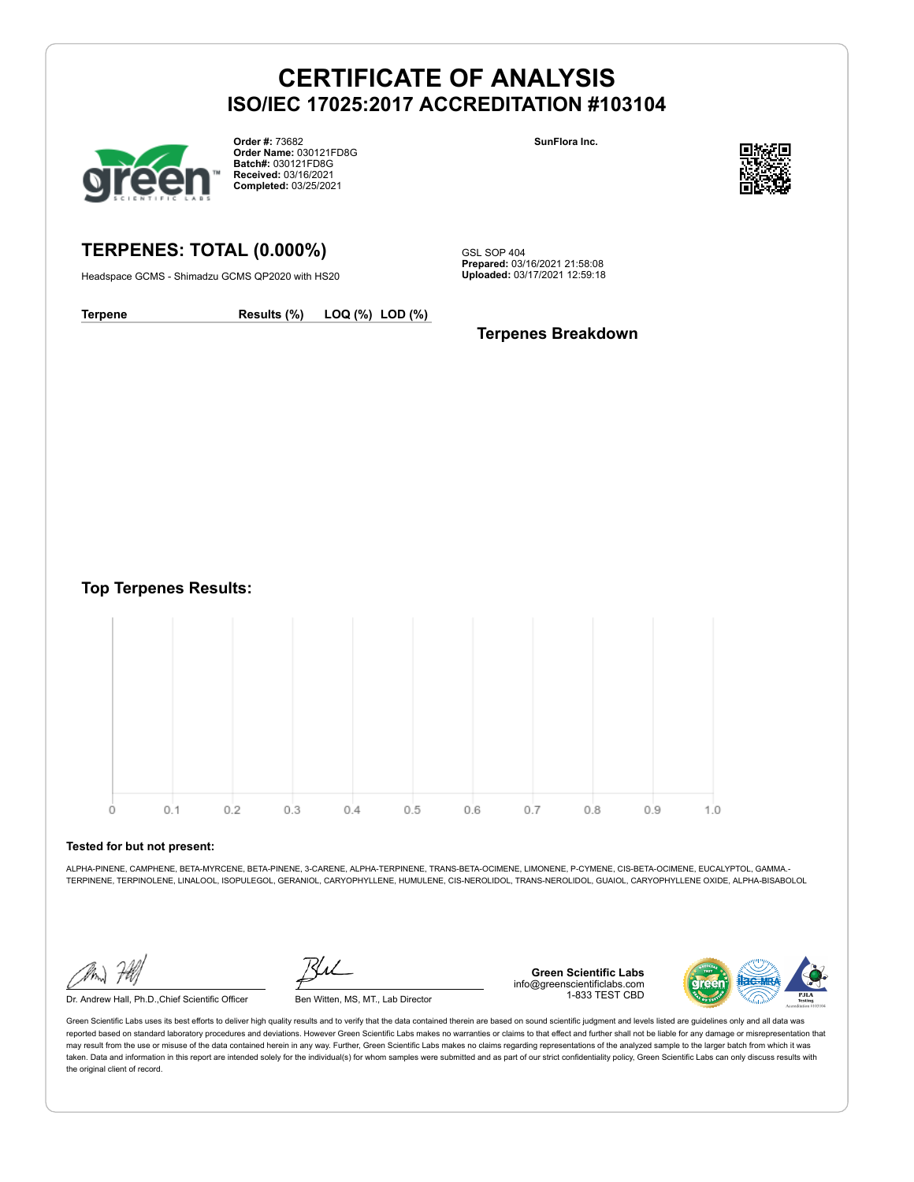# CERTIFICATE OF ANALYSIS
## ISO/IEC 17025:2017 ACCREDITATION #103104

**Order #:** 73682
**Order Name:** 030121FD8G
**Batch#:** 030121FD8G
**Received:** 03/16/2021
**Completed:** 03/25/2021

**SunFlora Inc.**

## TERPENES: TOTAL (0.000%)

Headspace GCMS - Shimadzu GCMS QP2020 with HS20

GSL SOP 404
**Prepared:** 03/16/2021 21:58:08
**Uploaded:** 03/17/2021 12:59:18

| Terpene | Results (%) | LOQ (%) | LOD (%) |
|---|---|---|---|

### Terpenes Breakdown

### Top Terpenes Results:

0 0.1 0.2 0.3 0.4 0.5 0.6 0.7 0.8 0.9 1.0

**Tested for but not present:**

ALPHA-PINENE, CAMPHENE, BETA-MYRCENE, BETA-PINENE, 3-CARENE, ALPHA-TERPINENE, TRANS-BETA-OCIMENE, LIMONENE, P-CYMENE, CIS-BETA-OCIMENE, EUCALYPTOL, GAMMA.-TERPINENE, TERPINOLENE, LINALOOL, ISOPULEGOL, GERANIOL, CARYOPHYLLENE, HUMULENE, CIS-NEROLIDOL, TRANS-NEROLIDOL, GUAIOL, CARYOPHYLLENE OXIDE, ALPHA-BISABOLOL

Dr. Andrew Hall, Ph.D.,Chief Scientific Officer

Ben Witten, MS, MT., Lab Director

**Green Scientific Labs**
info@greenscientificlabs.com
1-833 TEST CBD

Green Scientific Labs uses its best efforts to deliver high quality results and to verify that the data contained therein are based on sound scientific judgment and levels listed are guidelines only and all data was reported based on standard laboratory procedures and deviations. However Green Scientific Labs makes no warranties or claims to that effect and further shall not be liable for any damage or misrepresentation that may result from the use or misuse of the data contained herein in any way. Further, Green Scientific Labs makes no claims regarding representations of the analyzed sample to the larger batch from which it was taken. Data and information in this report are intended solely for the individual(s) for whom samples were submitted and as part of our strict confidentiality policy, Green Scientific Labs can only discuss results with the original client of record.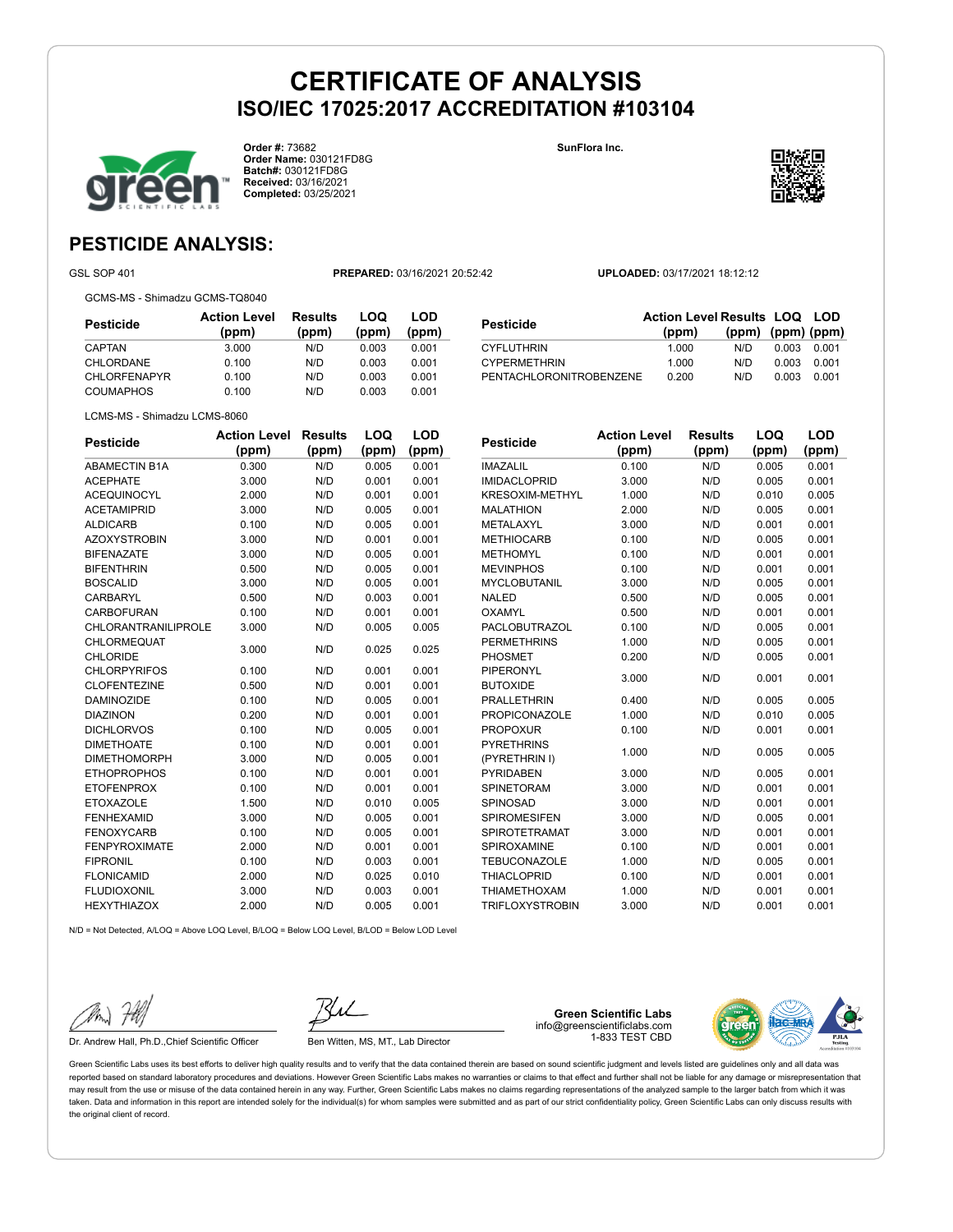# CERTIFICATE OF ANALYSIS

## ISO/IEC 17025:2017 ACCREDITATION #103104

**Order #:** 73682
**Order Name:** 030121FD8G
**Batch#:** 030121FD8G
**Received:** 03/16/2021
**Completed:** 03/25/2021

**SunFlora Inc.**

## PESTICIDE ANALYSIS:

GSL SOP 401 | **PREPARED:** 03/16/2021 20:52:42 | **UPLOADED:** 03/17/2021 18:12:12

GCMS-MS - Shimadzu GCMS-TQ8040

| Pesticide | Action Level (ppm) | Results (ppm) | LOQ (ppm) | LOD (ppm) |
|---|---|---|---|---|
| CAPTAN | 3.000 | N/D | 0.003 | 0.001 |
| CHLORDANE | 0.100 | N/D | 0.003 | 0.001 |
| CHLORFENAPYR | 0.100 | N/D | 0.003 | 0.001 |
| COUMAPHOS | 0.100 | N/D | 0.003 | 0.001 |
| CYFLUTHRIN | 1.000 | N/D | 0.003 | 0.001 |
| CYPERMETHRIN | 1.000 | N/D | 0.003 | 0.001 |
| PENTACHLORONITROBENZENE | 0.200 | N/D | 0.003 | 0.001 |

LCMS-MS - Shimadzu LCMS-8060

| Pesticide | Action Level (ppm) | Results (ppm) | LOQ (ppm) | LOD (ppm) |
|---|---|---|---|---|
| ABAMECTIN B1A | 0.300 | N/D | 0.005 | 0.001 |
| ACEPHATE | 3.000 | N/D | 0.001 | 0.001 |
| ACEQUINOCYL | 2.000 | N/D | 0.001 | 0.001 |
| ACETAMIPRID | 3.000 | N/D | 0.005 | 0.001 |
| ALDICARB | 0.100 | N/D | 0.005 | 0.001 |
| AZOXYSTROBIN | 3.000 | N/D | 0.001 | 0.001 |
| BIFENAZATE | 3.000 | N/D | 0.005 | 0.001 |
| BIFENTHRIN | 0.500 | N/D | 0.005 | 0.001 |
| BOSCALID | 3.000 | N/D | 0.005 | 0.001 |
| CARBARYL | 0.500 | N/D | 0.003 | 0.001 |
| CARBOFURAN | 0.100 | N/D | 0.001 | 0.001 |
| CHLORANTRANILIPROLE | 3.000 | N/D | 0.005 | 0.005 |
| CHLORMEQUAT CHLORIDE | 3.000 | N/D | 0.025 | 0.025 |
| CHLORPYRIFOS | 0.100 | N/D | 0.001 | 0.001 |
| CLOFENTEZINE | 0.500 | N/D | 0.001 | 0.001 |
| DAMINOZIDE | 0.100 | N/D | 0.005 | 0.001 |
| DIAZINON | 0.200 | N/D | 0.001 | 0.001 |
| DICHLORVOS | 0.100 | N/D | 0.005 | 0.001 |
| DIMETHOATE | 0.100 | N/D | 0.001 | 0.001 |
| DIMETHOMORPH | 3.000 | N/D | 0.005 | 0.001 |
| ETHOPROPHOS | 0.100 | N/D | 0.001 | 0.001 |
| ETOFENPROX | 0.100 | N/D | 0.001 | 0.001 |
| ETOXAZOLE | 1.500 | N/D | 0.010 | 0.005 |
| FENHEXAMID | 3.000 | N/D | 0.005 | 0.001 |
| FENOXYCARB | 0.100 | N/D | 0.005 | 0.001 |
| FENPYROXIMATE | 2.000 | N/D | 0.001 | 0.001 |
| FIPRONIL | 0.100 | N/D | 0.003 | 0.001 |
| FLONICAMID | 2.000 | N/D | 0.025 | 0.010 |
| FLUDIOXONIL | 3.000 | N/D | 0.003 | 0.001 |
| HEXYTHIAZOX | 2.000 | N/D | 0.005 | 0.001 |
| IMAZALIL | 0.100 | N/D | 0.005 | 0.001 |
| IMIDACLOPRID | 3.000 | N/D | 0.005 | 0.001 |
| KRESOXIM-METHYL | 1.000 | N/D | 0.010 | 0.005 |
| MALATHION | 2.000 | N/D | 0.005 | 0.001 |
| METALAXYL | 3.000 | N/D | 0.001 | 0.001 |
| METHIOCARB | 0.100 | N/D | 0.005 | 0.001 |
| METHOMYL | 0.100 | N/D | 0.001 | 0.001 |
| MEVINPHOS | 0.100 | N/D | 0.001 | 0.001 |
| MYCLOBUTANIL | 3.000 | N/D | 0.005 | 0.001 |
| NALED | 0.500 | N/D | 0.005 | 0.001 |
| OXAMYL | 0.500 | N/D | 0.001 | 0.001 |
| PACLOBUTRAZOL | 0.100 | N/D | 0.005 | 0.001 |
| PERMETHRINS | 1.000 | N/D | 0.005 | 0.001 |
| PHOSMET | 0.200 | N/D | 0.005 | 0.001 |
| PIPERONYL BUTOXIDE | 3.000 | N/D | 0.001 | 0.001 |
| PRALLETHRIN | 0.400 | N/D | 0.005 | 0.005 |
| PROPICONAZOLE | 1.000 | N/D | 0.010 | 0.005 |
| PROPOXUR | 0.100 | N/D | 0.001 | 0.001 |
| PYRETHRINS (PYRETHRIN I) | 1.000 | N/D | 0.005 | 0.005 |
| PYRIDABEN | 3.000 | N/D | 0.005 | 0.001 |
| SPINETORAM | 3.000 | N/D | 0.001 | 0.001 |
| SPINOSAD | 3.000 | N/D | 0.001 | 0.001 |
| SPIROMESIFEN | 3.000 | N/D | 0.005 | 0.001 |
| SPIROTETRAMAT | 3.000 | N/D | 0.001 | 0.001 |
| SPIROXAMINE | 0.100 | N/D | 0.001 | 0.001 |
| TEBUCONAZOLE | 1.000 | N/D | 0.005 | 0.001 |
| THIACLOPRID | 0.100 | N/D | 0.001 | 0.001 |
| THIAMETHOXAM | 1.000 | N/D | 0.001 | 0.001 |
| TRIFLOXYSTROBIN | 3.000 | N/D | 0.001 | 0.001 |

N/D = Not Detected, A/LOQ = Above LOQ Level, B/LOQ = Below LOQ Level, B/LOD = Below LOD Level

Dr. Andrew Hall, Ph.D.,Chief Scientific Officer

Ben Witten, MS, MT., Lab Director

**Green Scientific Labs**
info@greenscientificlabs.com
1-833 TEST CBD

Green Scientific Labs uses its best efforts to deliver high quality results and to verify that the data contained therein are based on sound scientific judgment and levels listed are guidelines only and all data was reported based on standard laboratory procedures and deviations. However Green Scientific Labs makes no warranties or claims to that effect and further shall not be liable for any damage or misrepresentation that may result from the use or misuse of the data contained herein in any way. Further, Green Scientific Labs makes no claims regarding representations of the analyzed sample to the larger batch from which it was taken. Data and information in this report are intended solely for the individual(s) for whom samples were submitted and as part of our strict confidentiality policy, Green Scientific Labs can only discuss results with the original client of record.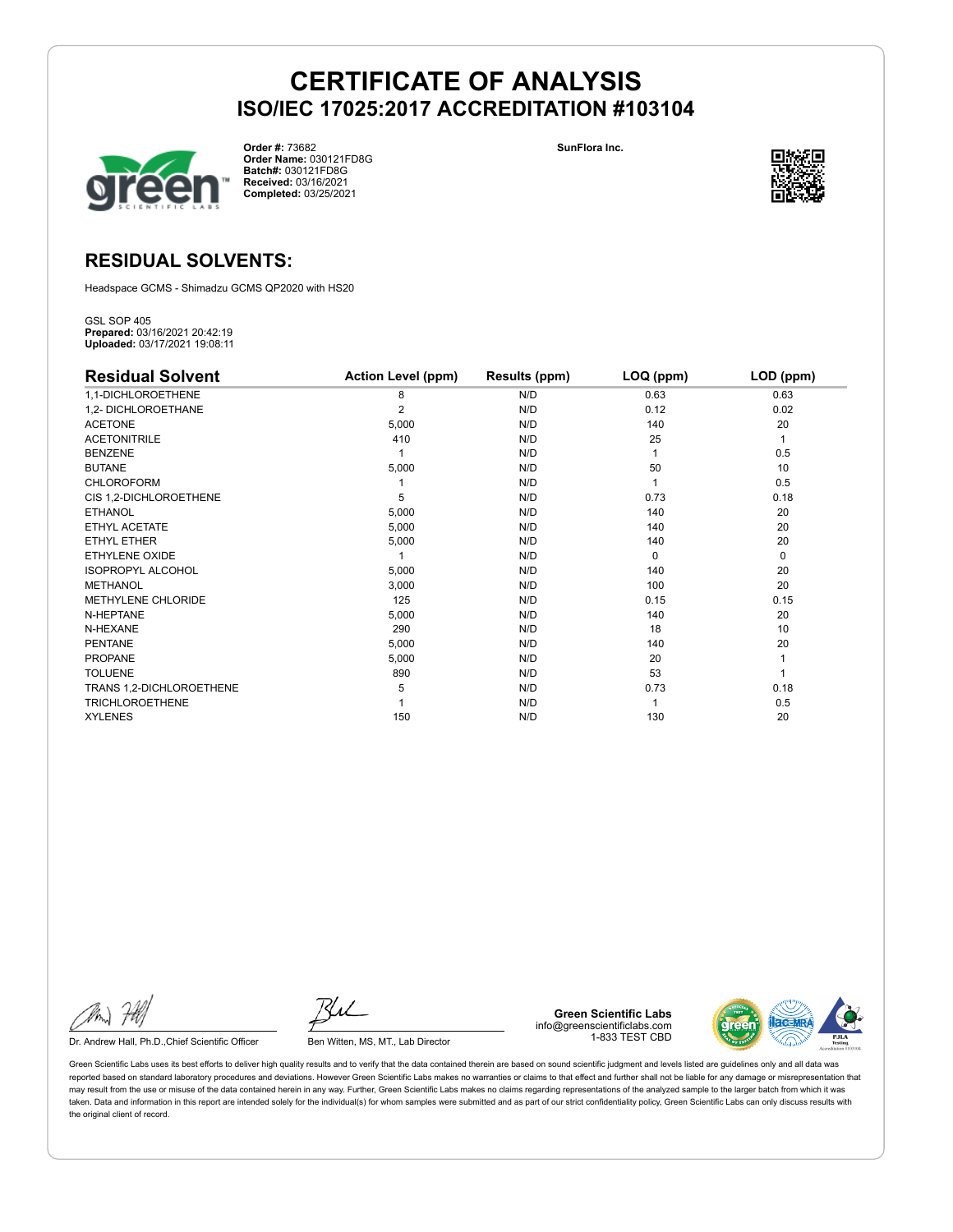# CERTIFICATE OF ANALYSIS
## ISO/IEC 17025:2017 ACCREDITATION #103104

**Order #:** 73682
**Order Name:** 030121FD8G
**Batch#:** 030121FD8G
**Received:** 03/16/2021
**Completed:** 03/25/2021

**SunFlora Inc.**

## RESIDUAL SOLVENTS:

Headspace GCMS - Shimadzu GCMS QP2020 with HS20

GSL SOP 405
**Prepared:** 03/16/2021 20:42:19
**Uploaded:** 03/17/2021 19:08:11

| Residual Solvent | Action Level (ppm) | Results (ppm) | LOQ (ppm) | LOD (ppm) |
|---|---|---|---|---|
| 1,1-DICHLOROETHENE | 8 | N/D | 0.63 | 0.63 |
| 1,2- DICHLOROETHANE | 2 | N/D | 0.12 | 0.02 |
| ACETONE | 5,000 | N/D | 140 | 20 |
| ACETONITRILE | 410 | N/D | 25 | 1 |
| BENZENE | 1 | N/D | 1 | 0.5 |
| BUTANE | 5,000 | N/D | 50 | 10 |
| CHLOROFORM | 1 | N/D | 1 | 0.5 |
| CIS 1,2-DICHLOROETHENE | 5 | N/D | 0.73 | 0.18 |
| ETHANOL | 5,000 | N/D | 140 | 20 |
| ETHYL ACETATE | 5,000 | N/D | 140 | 20 |
| ETHYL ETHER | 5,000 | N/D | 140 | 20 |
| ETHYLENE OXIDE | 1 | N/D | 0 | 0 |
| ISOPROPYL ALCOHOL | 5,000 | N/D | 140 | 20 |
| METHANOL | 3,000 | N/D | 100 | 20 |
| METHYLENE CHLORIDE | 125 | N/D | 0.15 | 0.15 |
| N-HEPTANE | 5,000 | N/D | 140 | 20 |
| N-HEXANE | 290 | N/D | 18 | 10 |
| PENTANE | 5,000 | N/D | 140 | 20 |
| PROPANE | 5,000 | N/D | 20 | 1 |
| TOLUENE | 890 | N/D | 53 | 1 |
| TRANS 1,2-DICHLOROETHENE | 5 | N/D | 0.73 | 0.18 |
| TRICHLOROETHENE | 1 | N/D | 1 | 0.5 |
| XYLENES | 150 | N/D | 130 | 20 |

Dr. Andrew Hall, Ph.D.,Chief Scientific Officer

Ben Witten, MS, MT., Lab Director

**Green Scientific Labs**
info@greenscientificlabs.com
1-833 TEST CBD

Green Scientific Labs uses its best efforts to deliver high quality results and to verify that the data contained therein are based on sound scientific judgment and levels listed are guidelines only and all data was reported based on standard laboratory procedures and deviations. However Green Scientific Labs makes no warranties or claims to that effect and further shall not be liable for any damage or misrepresentation that may result from the use or misuse of the data contained herein in any way. Further, Green Scientific Labs makes no claims regarding representations of the analyzed sample to the larger batch from which it was taken. Data and information in this report are intended solely for the individual(s) for whom samples were submitted and as part of our strict confidentiality policy, Green Scientific Labs can only discuss results with the original client of record.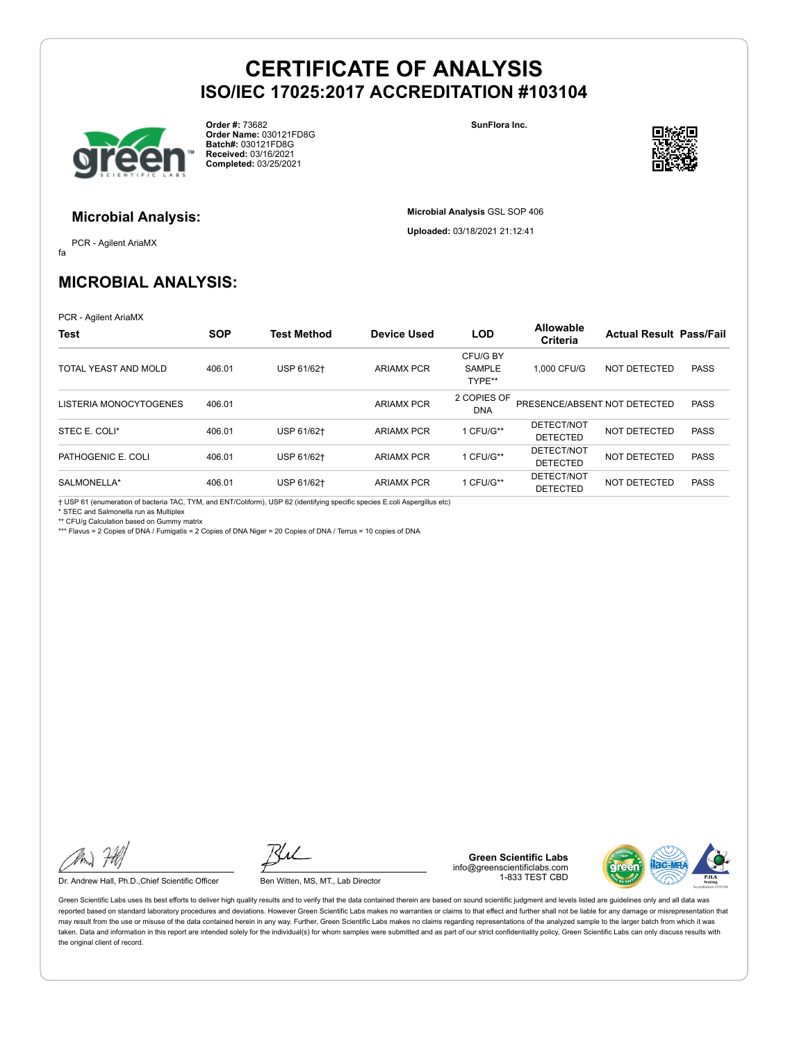# CERTIFICATE OF ANALYSIS

## ISO/IEC 17025:2017 ACCREDITATION #103104

**Order #:** 73682
**Order Name:** 030121FD8G
**Batch#:** 030121FD8G
**Received:** 03/16/2021
**Completed:** 03/25/2021

**SunFlora Inc.**

### Microbial Analysis:

PCR - Agilent AriaMX

fa

**Microbial Analysis** GSL SOP 406

**Uploaded:** 03/18/2021 21:12:41

## MICROBIAL ANALYSIS:

PCR - Agilent AriaMX

| Test | SOP | Test Method | Device Used | LOD | Allowable Criteria | Actual Result | Pass/Fail |
|---|---|---|---|---|---|---|---|
| TOTAL YEAST AND MOLD | 406.01 | USP 61/62† | ARIAMX PCR | CFU/G BY SAMPLE TYPE** | 1,000 CFU/G | NOT DETECTED | PASS |
| LISTERIA MONOCYTOGENES | 406.01 | | ARIAMX PCR | 2 COPIES OF DNA | PRESENCE/ABSENT | NOT DETECTED | PASS |
| STEC E. COLI* | 406.01 | USP 61/62† | ARIAMX PCR | 1 CFU/G** | DETECT/NOT DETECTED | NOT DETECTED | PASS |
| PATHOGENIC E. COLI | 406.01 | USP 61/62† | ARIAMX PCR | 1 CFU/G** | DETECT/NOT DETECTED | NOT DETECTED | PASS |
| SALMONELLA* | 406.01 | USP 61/62† | ARIAMX PCR | 1 CFU/G** | DETECT/NOT DETECTED | NOT DETECTED | PASS |

† USP 61 (enumeration of bacteria TAC, TYM, and ENT/Coliform), USP 62 (identifying specific species E.coli Aspergillus etc)
* STEC and Salmonella run as Multiplex
** CFU/g Calculation based on Gummy matrix
*** Flavus = 2 Copies of DNA / Fumigatis = 2 Copies of DNA Niger = 20 Copies of DNA / Terrus = 10 copies of DNA

Dr. Andrew Hall, Ph.D.,Chief Scientific Officer

Ben Witten, MS, MT., Lab Director

**Green Scientific Labs**
info@greenscientificlabs.com
1-833 TEST CBD

Green Scientific Labs uses its best efforts to deliver high quality results and to verify that the data contained therein are based on sound scientific judgment and levels listed are guidelines only and all data was reported based on standard laboratory procedures and deviations. However Green Scientific Labs makes no warranties or claims to that effect and further shall not be liable for any damage or misrepresentation that may result from the use or misuse of the data contained herein in any way. Further, Green Scientific Labs makes no claims regarding representations of the analyzed sample to the larger batch from which it was taken. Data and information in this report are intended solely for the individual(s) for whom samples were submitted and as part of our strict confidentiality policy, Green Scientific Labs can only discuss results with the original client of record.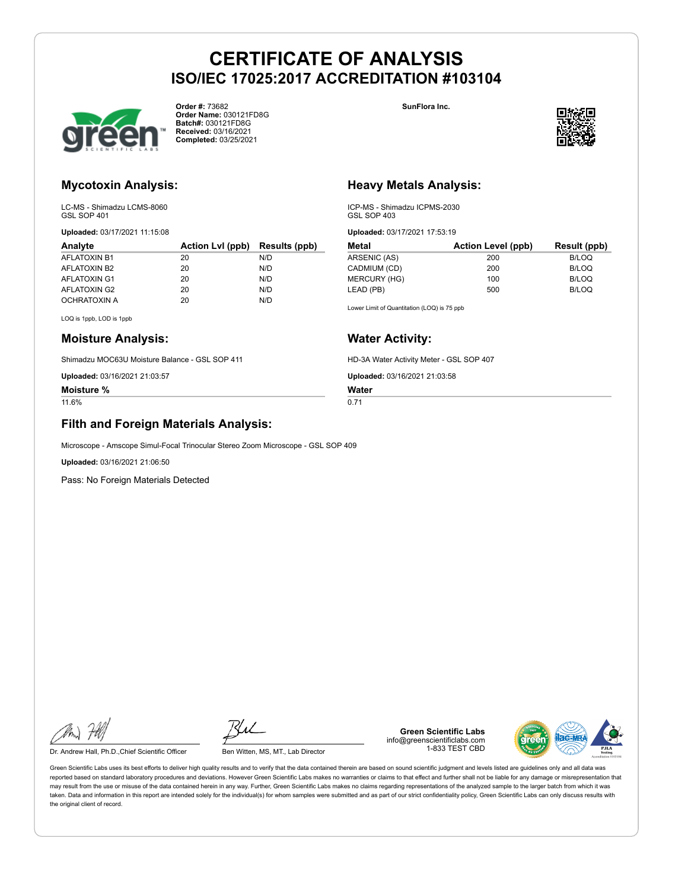# CERTIFICATE OF ANALYSIS
## ISO/IEC 17025:2017 ACCREDITATION #103104

**Order #:** 73682
**Order Name:** 030121FD8G
**Batch#:** 030121FD8G
**Received:** 03/16/2021
**Completed:** 03/25/2021

**SunFlora Inc.**

### Mycotoxin Analysis:

LC-MS - Shimadzu LCMS-8060
GSL SOP 401

**Uploaded:** 03/17/2021 11:15:08

| Analyte | Action Lvl (ppb) | Results (ppb) |
| --- | --- | --- |
| AFLATOXIN B1 | 20 | N/D |
| AFLATOXIN B2 | 20 | N/D |
| AFLATOXIN G1 | 20 | N/D |
| AFLATOXIN G2 | 20 | N/D |
| OCHRATOXIN A | 20 | N/D |

LOQ is 1ppb, LOD is 1ppb

### Heavy Metals Analysis:

ICP-MS - Shimadzu ICPMS-2030
GSL SOP 403

**Uploaded:** 03/17/2021 17:53:19

| Metal | Action Level (ppb) | Result (ppb) |
| --- | --- | --- |
| ARSENIC (AS) | 200 | B/LOQ |
| CADMIUM (CD) | 200 | B/LOQ |
| MERCURY (HG) | 100 | B/LOQ |
| LEAD (PB) | 500 | B/LOQ |

Lower Limit of Quantitation (LOQ) is 75 ppb

### Moisture Analysis:

Shimadzu MOC63U Moisture Balance - GSL SOP 411

**Uploaded:** 03/16/2021 21:03:57

| Moisture % |
| --- |
| 11.6% |

### Water Activity:

HD-3A Water Activity Meter - GSL SOP 407

**Uploaded:** 03/16/2021 21:03:58

| Water |
| --- |
| 0.71 |

### Filth and Foreign Materials Analysis:

Microscope - Amscope Simul-Focal Trinocular Stereo Zoom Microscope - GSL SOP 409

**Uploaded:** 03/16/2021 21:06:50

Pass: No Foreign Materials Detected

Dr. Andrew Hall, Ph.D.,Chief Scientific Officer

Ben Witten, MS, MT., Lab Director

**Green Scientific Labs**
info@greenscientificlabs.com
1-833 TEST CBD

Green Scientific Labs uses its best efforts to deliver high quality results and to verify that the data contained therein are based on sound scientific judgment and levels listed are guidelines only and all data was reported based on standard laboratory procedures and deviations. However Green Scientific Labs makes no warranties or claims to that effect and further shall not be liable for any damage or misrepresentation that may result from the use or misuse of the data contained herein in any way. Further, Green Scientific Labs makes no claims regarding representations of the analyzed sample to the larger batch from which it was taken. Data and information in this report are intended solely for the individual(s) for whom samples were submitted and as part of our strict confidentiality policy, Green Scientific Labs can only discuss results with the original client of record.